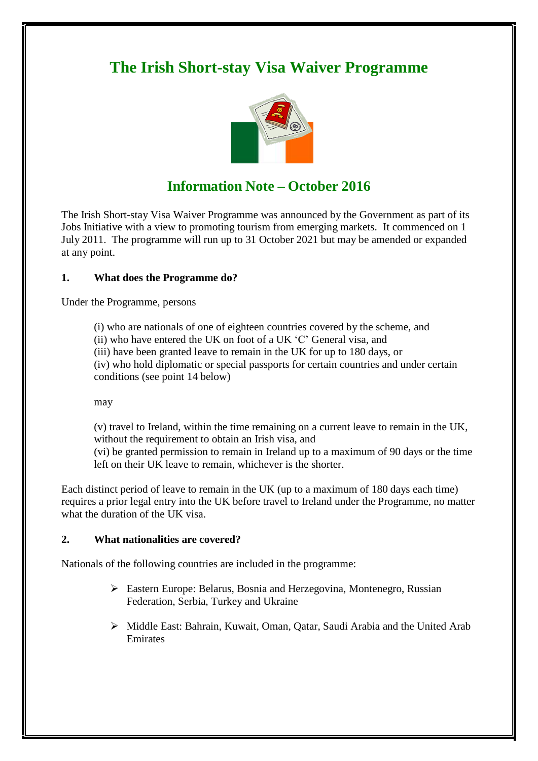# The Irish Short-stay Visa Waiver Programme

## Information Note – October 2016

The Irish Short-stay Visa Waiver Programme was announced by the Government as part of its Jobs Initiative with a view to promoting tourism from emerging markets. It commenced on 1 July 2011. The programme will run up to 31 October 2021 but may be amended or expanded at any point.

### 1. What does the Programme do?

Under the Programme, persons

(i) who are nationals of one of eighteen countries covered by the scheme, and
(ii) who have entered the UK on foot of a UK 'C' General visa, and
(iii) have been granted leave to remain in the UK for up to 180 days, or
(iv) who hold diplomatic or special passports for certain countries and under certain conditions (see point 14 below)

may

(v) travel to Ireland, within the time remaining on a current leave to remain in the UK, without the requirement to obtain an Irish visa, and
(vi) be granted permission to remain in Ireland up to a maximum of 90 days or the time left on their UK leave to remain, whichever is the shorter.

Each distinct period of leave to remain in the UK (up to a maximum of 180 days each time) requires a prior legal entry into the UK before travel to Ireland under the Programme, no matter what the duration of the UK visa.

### 2. What nationalities are covered?

Nationals of the following countries are included in the programme:

- Eastern Europe: Belarus, Bosnia and Herzegovina, Montenegro, Russian Federation, Serbia, Turkey and Ukraine
- Middle East: Bahrain, Kuwait, Oman, Qatar, Saudi Arabia and the United Arab Emirates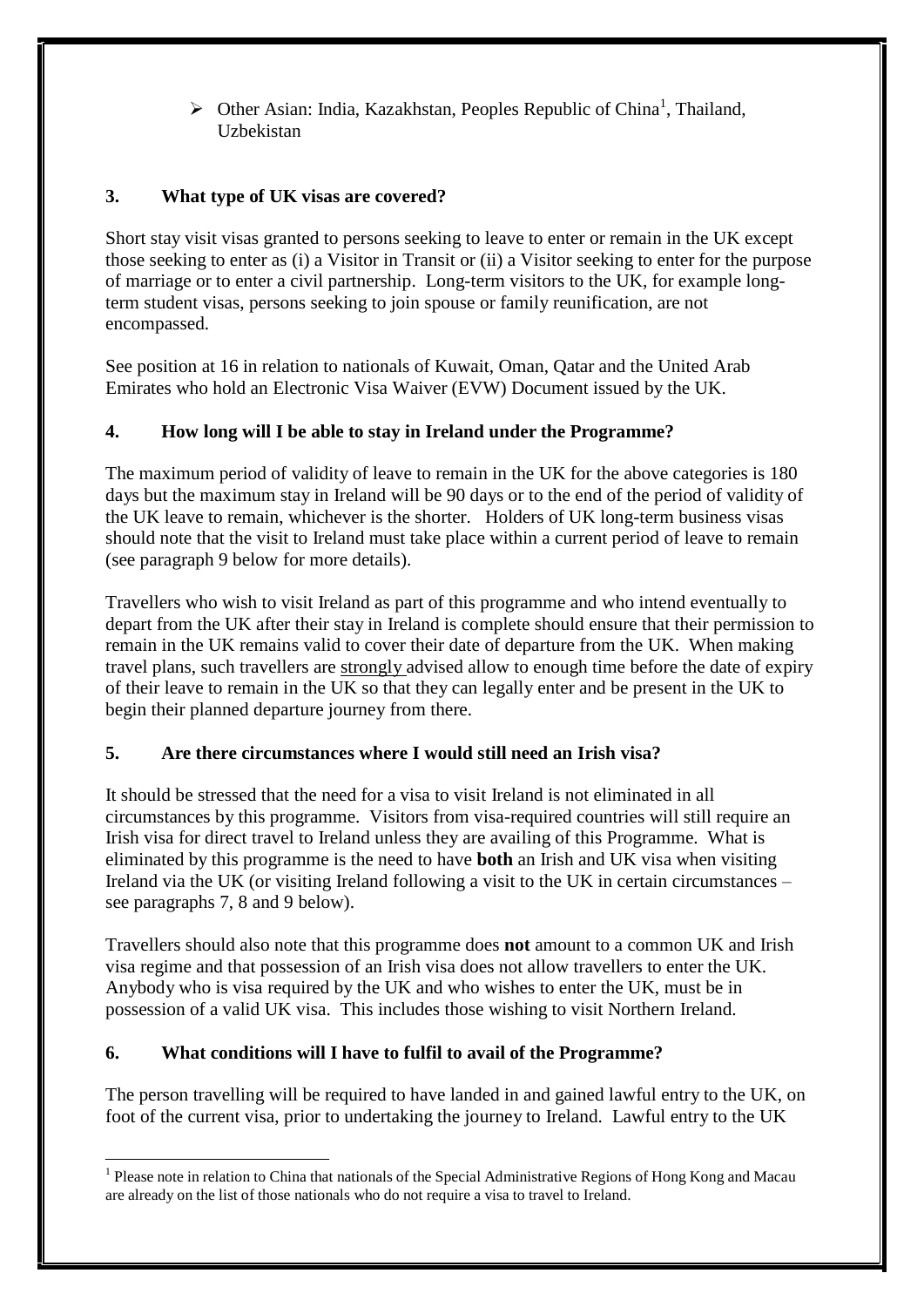- Other Asian: India, Kazakhstan, Peoples Republic of China[1], Thailand, Uzbekistan

## 3. What type of UK visas are covered?

Short stay visit visas granted to persons seeking to leave to enter or remain in the UK except those seeking to enter as (i) a Visitor in Transit or (ii) a Visitor seeking to enter for the purpose of marriage or to enter a civil partnership. Long-term visitors to the UK, for example long-term student visas, persons seeking to join spouse or family reunification, are not encompassed.

See position at 16 in relation to nationals of Kuwait, Oman, Qatar and the United Arab Emirates who hold an Electronic Visa Waiver (EVW) Document issued by the UK.

## 4. How long will I be able to stay in Ireland under the Programme?

The maximum period of validity of leave to remain in the UK for the above categories is 180 days but the maximum stay in Ireland will be 90 days or to the end of the period of validity of the UK leave to remain, whichever is the shorter. Holders of UK long-term business visas should note that the visit to Ireland must take place within a current period of leave to remain (see paragraph 9 below for more details).

Travellers who wish to visit Ireland as part of this programme and who intend eventually to depart from the UK after their stay in Ireland is complete should ensure that their permission to remain in the UK remains valid to cover their date of departure from the UK. When making travel plans, such travellers are <u>strongly</u> advised allow to enough time before the date of expiry of their leave to remain in the UK so that they can legally enter and be present in the UK to begin their planned departure journey from there.

## 5. Are there circumstances where I would still need an Irish visa?

It should be stressed that the need for a visa to visit Ireland is not eliminated in all circumstances by this programme. Visitors from visa-required countries will still require an Irish visa for direct travel to Ireland unless they are availing of this Programme. What is eliminated by this programme is the need to have **both** an Irish and UK visa when visiting Ireland via the UK (or visiting Ireland following a visit to the UK in certain circumstances – see paragraphs 7, 8 and 9 below).

Travellers should also note that this programme does **not** amount to a common UK and Irish visa regime and that possession of an Irish visa does not allow travellers to enter the UK. Anybody who is visa required by the UK and who wishes to enter the UK, must be in possession of a valid UK visa. This includes those wishing to visit Northern Ireland.

## 6. What conditions will I have to fulfil to avail of the Programme?

The person travelling will be required to have landed in and gained lawful entry to the UK, on foot of the current visa, prior to undertaking the journey to Ireland. Lawful entry to the UK

[1] Please note in relation to China that nationals of the Special Administrative Regions of Hong Kong and Macau are already on the list of those nationals who do not require a visa to travel to Ireland.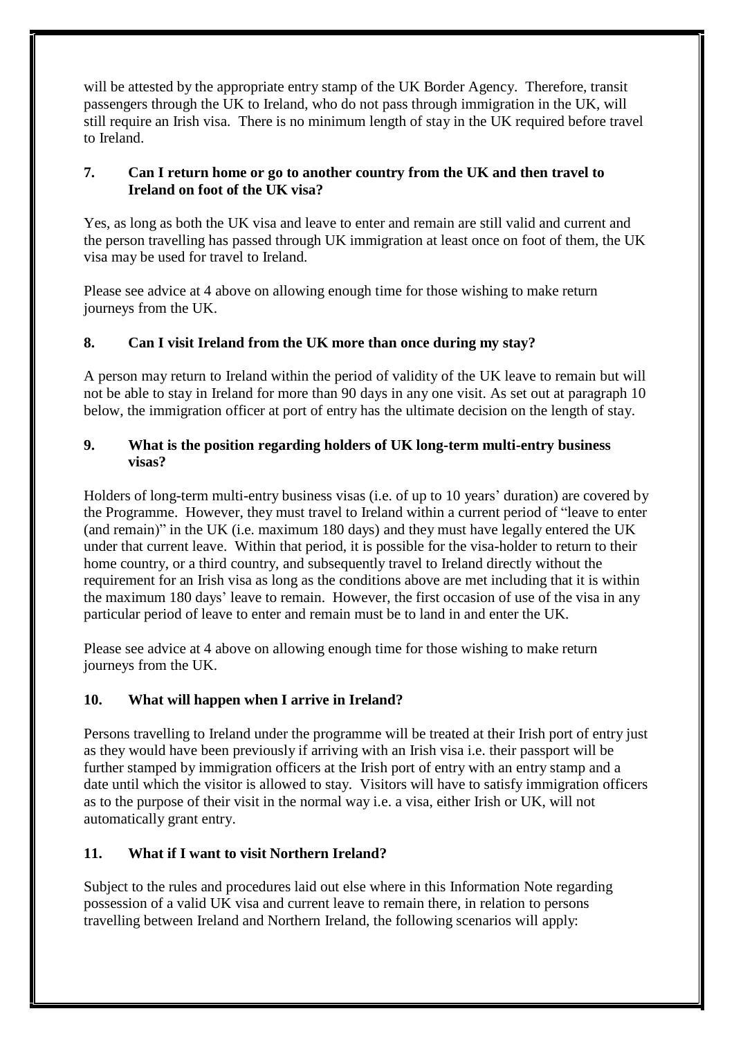will be attested by the appropriate entry stamp of the UK Border Agency. Therefore, transit passengers through the UK to Ireland, who do not pass through immigration in the UK, will still require an Irish visa. There is no minimum length of stay in the UK required before travel to Ireland.

### 7. Can I return home or go to another country from the UK and then travel to Ireland on foot of the UK visa?

Yes, as long as both the UK visa and leave to enter and remain are still valid and current and the person travelling has passed through UK immigration at least once on foot of them, the UK visa may be used for travel to Ireland.

Please see advice at 4 above on allowing enough time for those wishing to make return journeys from the UK.

### 8. Can I visit Ireland from the UK more than once during my stay?

A person may return to Ireland within the period of validity of the UK leave to remain but will not be able to stay in Ireland for more than 90 days in any one visit. As set out at paragraph 10 below, the immigration officer at port of entry has the ultimate decision on the length of stay.

### 9. What is the position regarding holders of UK long-term multi-entry business visas?

Holders of long-term multi-entry business visas (i.e. of up to 10 years' duration) are covered by the Programme. However, they must travel to Ireland within a current period of "leave to enter (and remain)" in the UK (i.e. maximum 180 days) and they must have legally entered the UK under that current leave. Within that period, it is possible for the visa-holder to return to their home country, or a third country, and subsequently travel to Ireland directly without the requirement for an Irish visa as long as the conditions above are met including that it is within the maximum 180 days' leave to remain. However, the first occasion of use of the visa in any particular period of leave to enter and remain must be to land in and enter the UK.

Please see advice at 4 above on allowing enough time for those wishing to make return journeys from the UK.

### 10. What will happen when I arrive in Ireland?

Persons travelling to Ireland under the programme will be treated at their Irish port of entry just as they would have been previously if arriving with an Irish visa i.e. their passport will be further stamped by immigration officers at the Irish port of entry with an entry stamp and a date until which the visitor is allowed to stay. Visitors will have to satisfy immigration officers as to the purpose of their visit in the normal way i.e. a visa, either Irish or UK, will not automatically grant entry.

### 11. What if I want to visit Northern Ireland?

Subject to the rules and procedures laid out else where in this Information Note regarding possession of a valid UK visa and current leave to remain there, in relation to persons travelling between Ireland and Northern Ireland, the following scenarios will apply: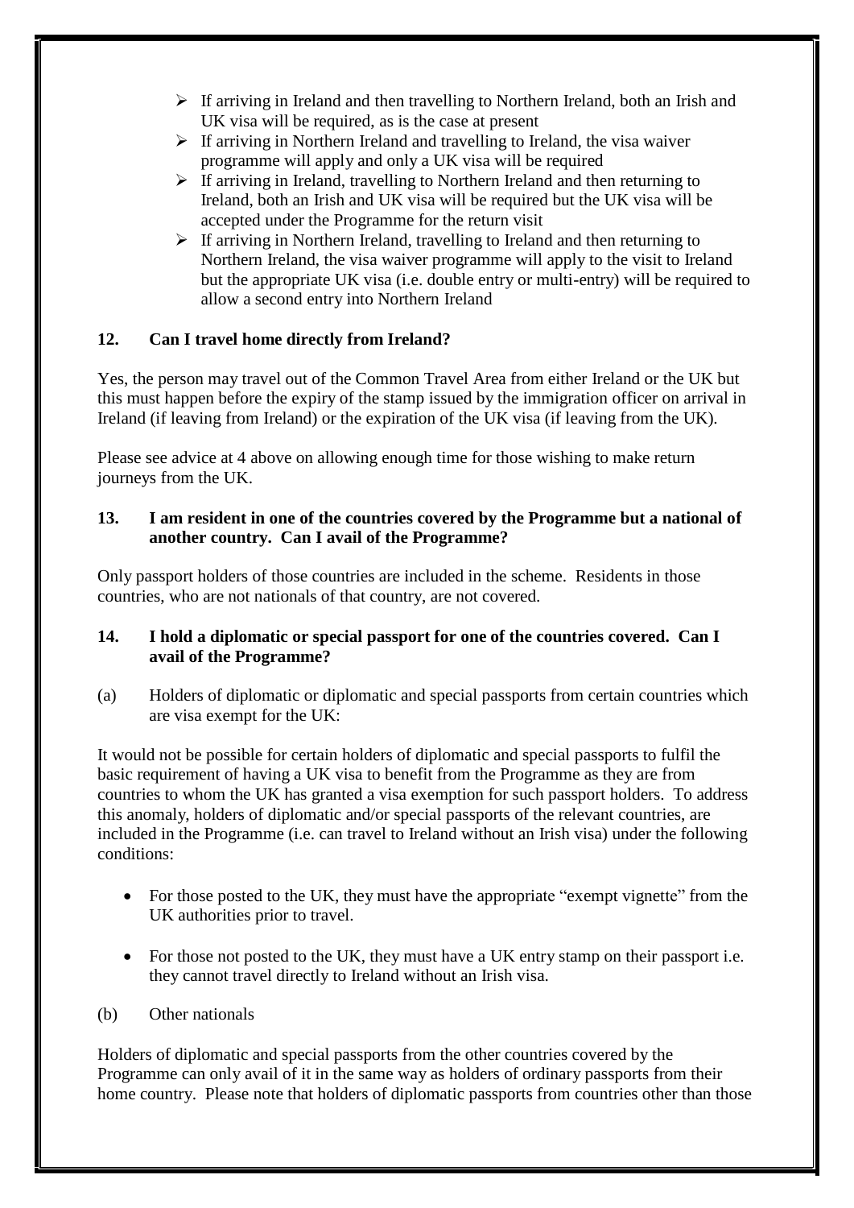- If arriving in Ireland and then travelling to Northern Ireland, both an Irish and UK visa will be required, as is the case at present
- If arriving in Northern Ireland and travelling to Ireland, the visa waiver programme will apply and only a UK visa will be required
- If arriving in Ireland, travelling to Northern Ireland and then returning to Ireland, both an Irish and UK visa will be required but the UK visa will be accepted under the Programme for the return visit
- If arriving in Northern Ireland, travelling to Ireland and then returning to Northern Ireland, the visa waiver programme will apply to the visit to Ireland but the appropriate UK visa (i.e. double entry or multi-entry) will be required to allow a second entry into Northern Ireland

### 12. Can I travel home directly from Ireland?

Yes, the person may travel out of the Common Travel Area from either Ireland or the UK but this must happen before the expiry of the stamp issued by the immigration officer on arrival in Ireland (if leaving from Ireland) or the expiration of the UK visa (if leaving from the UK).

Please see advice at 4 above on allowing enough time for those wishing to make return journeys from the UK.

### 13. I am resident in one of the countries covered by the Programme but a national of another country. Can I avail of the Programme?

Only passport holders of those countries are included in the scheme. Residents in those countries, who are not nationals of that country, are not covered.

### 14. I hold a diplomatic or special passport for one of the countries covered. Can I avail of the Programme?

(a) Holders of diplomatic or diplomatic and special passports from certain countries which are visa exempt for the UK:

It would not be possible for certain holders of diplomatic and special passports to fulfil the basic requirement of having a UK visa to benefit from the Programme as they are from countries to whom the UK has granted a visa exemption for such passport holders. To address this anomaly, holders of diplomatic and/or special passports of the relevant countries, are included in the Programme (i.e. can travel to Ireland without an Irish visa) under the following conditions:

- For those posted to the UK, they must have the appropriate "exempt vignette" from the UK authorities prior to travel.
- For those not posted to the UK, they must have a UK entry stamp on their passport i.e. they cannot travel directly to Ireland without an Irish visa.

(b) Other nationals

Holders of diplomatic and special passports from the other countries covered by the Programme can only avail of it in the same way as holders of ordinary passports from their home country. Please note that holders of diplomatic passports from countries other than those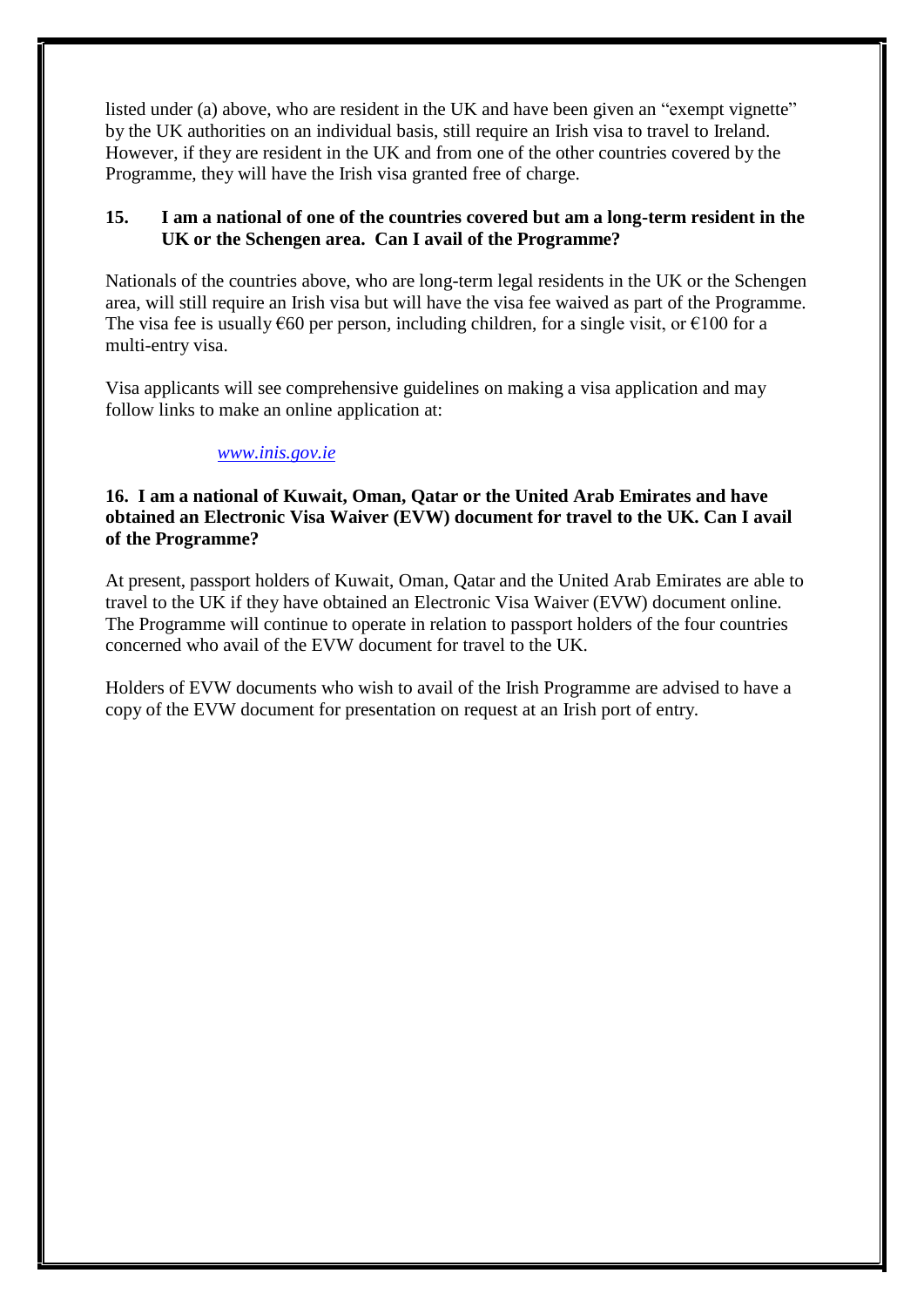listed under (a) above, who are resident in the UK and have been given an "exempt vignette" by the UK authorities on an individual basis, still require an Irish visa to travel to Ireland. However, if they are resident in the UK and from one of the other countries covered by the Programme, they will have the Irish visa granted free of charge.

**15. I am a national of one of the countries covered but am a long-term resident in the UK or the Schengen area. Can I avail of the Programme?**

Nationals of the countries above, who are long-term legal residents in the UK or the Schengen area, will still require an Irish visa but will have the visa fee waived as part of the Programme. The visa fee is usually €60 per person, including children, for a single visit, or €100 for a multi-entry visa.

Visa applicants will see comprehensive guidelines on making a visa application and may follow links to make an online application at:

*www.inis.gov.ie*

**16. I am a national of Kuwait, Oman, Qatar or the United Arab Emirates and have obtained an Electronic Visa Waiver (EVW) document for travel to the UK. Can I avail of the Programme?**

At present, passport holders of Kuwait, Oman, Qatar and the United Arab Emirates are able to travel to the UK if they have obtained an Electronic Visa Waiver (EVW) document online. The Programme will continue to operate in relation to passport holders of the four countries concerned who avail of the EVW document for travel to the UK.

Holders of EVW documents who wish to avail of the Irish Programme are advised to have a copy of the EVW document for presentation on request at an Irish port of entry.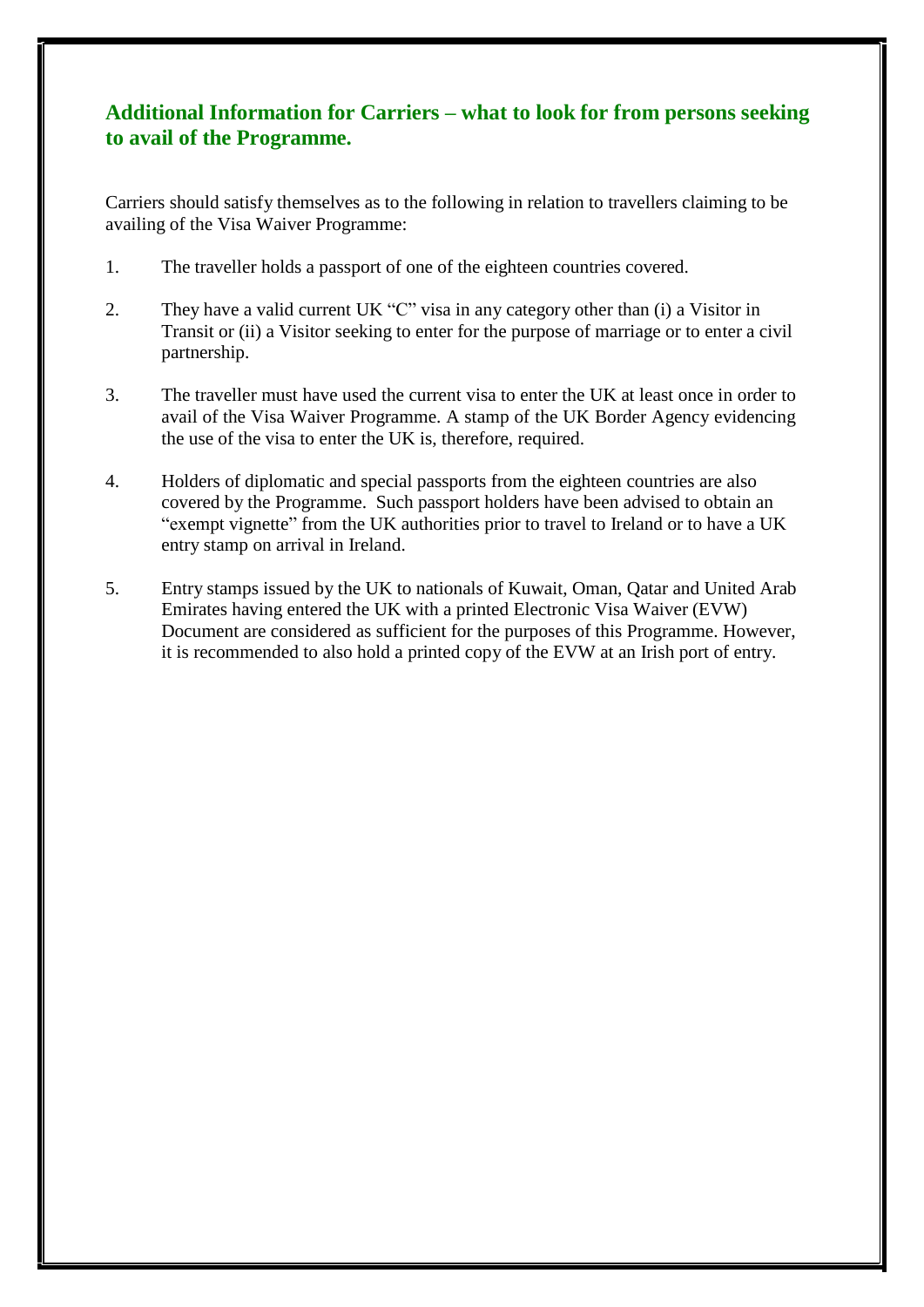## Additional Information for Carriers – what to look for from persons seeking to avail of the Programme.

Carriers should satisfy themselves as to the following in relation to travellers claiming to be availing of the Visa Waiver Programme:

1. The traveller holds a passport of one of the eighteen countries covered.

2. They have a valid current UK "C" visa in any category other than (i) a Visitor in Transit or (ii) a Visitor seeking to enter for the purpose of marriage or to enter a civil partnership.

3. The traveller must have used the current visa to enter the UK at least once in order to avail of the Visa Waiver Programme. A stamp of the UK Border Agency evidencing the use of the visa to enter the UK is, therefore, required.

4. Holders of diplomatic and special passports from the eighteen countries are also covered by the Programme. Such passport holders have been advised to obtain an "exempt vignette" from the UK authorities prior to travel to Ireland or to have a UK entry stamp on arrival in Ireland.

5. Entry stamps issued by the UK to nationals of Kuwait, Oman, Qatar and United Arab Emirates having entered the UK with a printed Electronic Visa Waiver (EVW) Document are considered as sufficient for the purposes of this Programme. However, it is recommended to also hold a printed copy of the EVW at an Irish port of entry.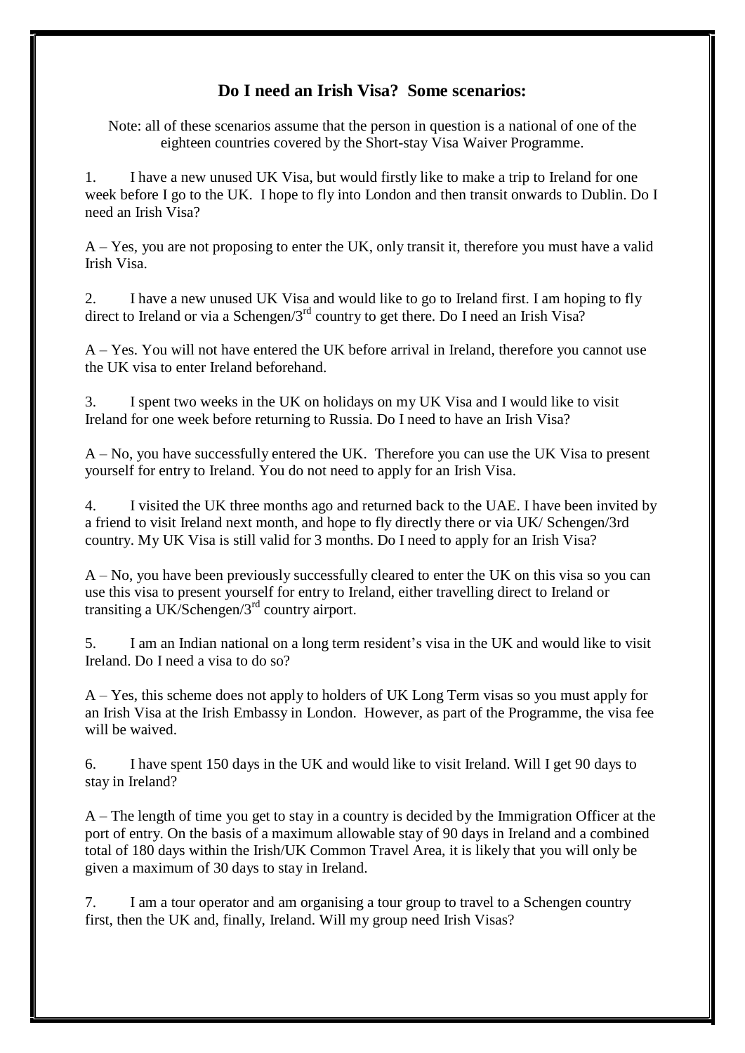## Do I need an Irish Visa? Some scenarios:

Note: all of these scenarios assume that the person in question is a national of one of the eighteen countries covered by the Short-stay Visa Waiver Programme.

1. I have a new unused UK Visa, but would firstly like to make a trip to Ireland for one week before I go to the UK. I hope to fly into London and then transit onwards to Dublin. Do I need an Irish Visa?

A – Yes, you are not proposing to enter the UK, only transit it, therefore you must have a valid Irish Visa.

2. I have a new unused UK Visa and would like to go to Ireland first. I am hoping to fly direct to Ireland or via a Schengen/3rd country to get there. Do I need an Irish Visa?

A – Yes. You will not have entered the UK before arrival in Ireland, therefore you cannot use the UK visa to enter Ireland beforehand.

3. I spent two weeks in the UK on holidays on my UK Visa and I would like to visit Ireland for one week before returning to Russia. Do I need to have an Irish Visa?

A – No, you have successfully entered the UK. Therefore you can use the UK Visa to present yourself for entry to Ireland. You do not need to apply for an Irish Visa.

4. I visited the UK three months ago and returned back to the UAE. I have been invited by a friend to visit Ireland next month, and hope to fly directly there or via UK/ Schengen/3rd country. My UK Visa is still valid for 3 months. Do I need to apply for an Irish Visa?

A – No, you have been previously successfully cleared to enter the UK on this visa so you can use this visa to present yourself for entry to Ireland, either travelling direct to Ireland or transiting a UK/Schengen/3rd country airport.

5. I am an Indian national on a long term resident's visa in the UK and would like to visit Ireland. Do I need a visa to do so?

A – Yes, this scheme does not apply to holders of UK Long Term visas so you must apply for an Irish Visa at the Irish Embassy in London. However, as part of the Programme, the visa fee will be waived.

6. I have spent 150 days in the UK and would like to visit Ireland. Will I get 90 days to stay in Ireland?

A – The length of time you get to stay in a country is decided by the Immigration Officer at the port of entry. On the basis of a maximum allowable stay of 90 days in Ireland and a combined total of 180 days within the Irish/UK Common Travel Area, it is likely that you will only be given a maximum of 30 days to stay in Ireland.

7. I am a tour operator and am organising a tour group to travel to a Schengen country first, then the UK and, finally, Ireland. Will my group need Irish Visas?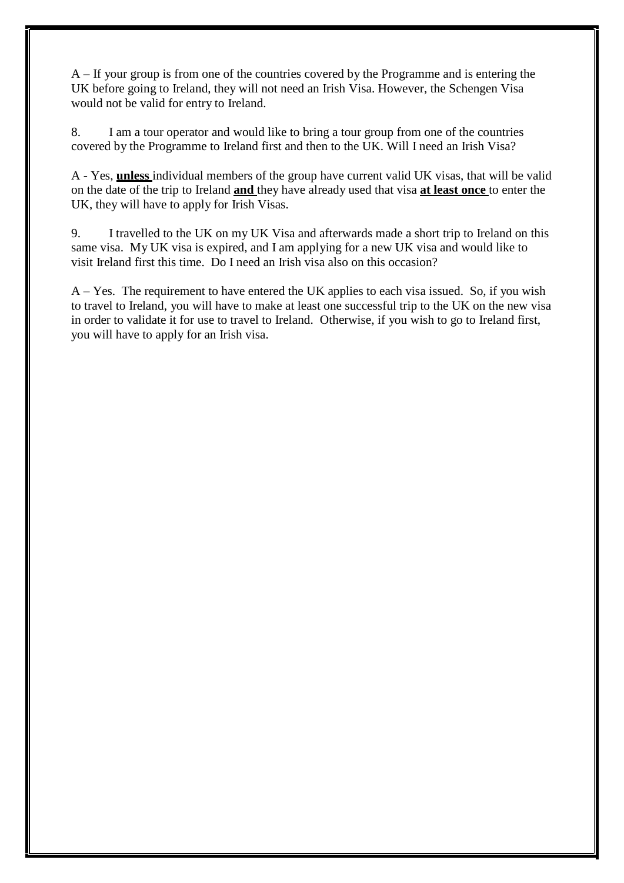A – If your group is from one of the countries covered by the Programme and is entering the UK before going to Ireland, they will not need an Irish Visa. However, the Schengen Visa would not be valid for entry to Ireland.

8. I am a tour operator and would like to bring a tour group from one of the countries covered by the Programme to Ireland first and then to the UK. Will I need an Irish Visa?

A - Yes, **unless** individual members of the group have current valid UK visas, that will be valid on the date of the trip to Ireland **and** they have already used that visa **at least once** to enter the UK, they will have to apply for Irish Visas.

9. I travelled to the UK on my UK Visa and afterwards made a short trip to Ireland on this same visa. My UK visa is expired, and I am applying for a new UK visa and would like to visit Ireland first this time. Do I need an Irish visa also on this occasion?

A – Yes. The requirement to have entered the UK applies to each visa issued. So, if you wish to travel to Ireland, you will have to make at least one successful trip to the UK on the new visa in order to validate it for use to travel to Ireland. Otherwise, if you wish to go to Ireland first, you will have to apply for an Irish visa.